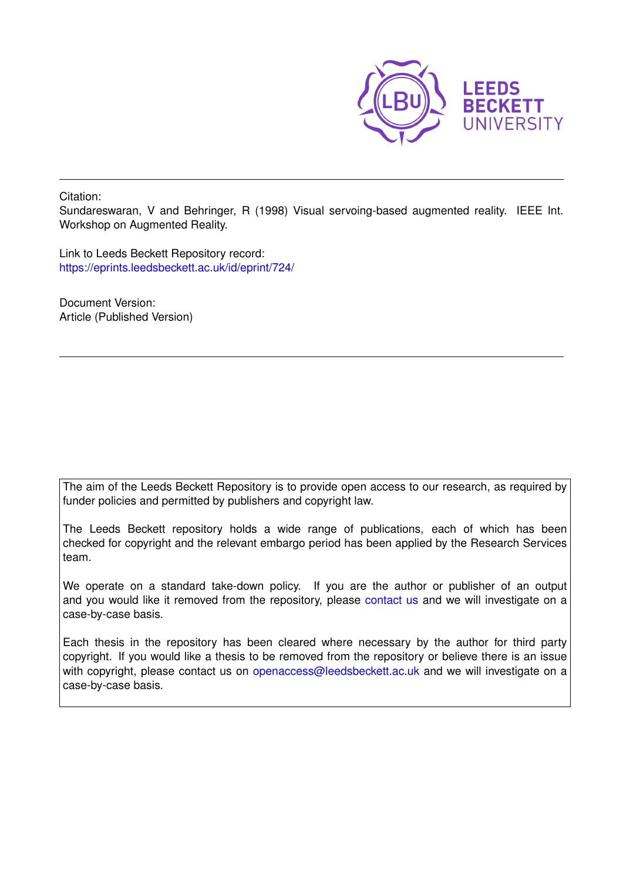Citation:
Sundareswaran, V and Behringer, R (1998) Visual servoing-based augmented reality. IEEE Int. Workshop on Augmented Reality.

Link to Leeds Beckett Repository record:
https://eprints.leedsbeckett.ac.uk/id/eprint/724/

Document Version:
Article (Published Version)

The aim of the Leeds Beckett Repository is to provide open access to our research, as required by funder policies and permitted by publishers and copyright law.

The Leeds Beckett repository holds a wide range of publications, each of which has been checked for copyright and the relevant embargo period has been applied by the Research Services team.

We operate on a standard take-down policy. If you are the author or publisher of an output and you would like it removed from the repository, please contact us and we will investigate on a case-by-case basis.

Each thesis in the repository has been cleared where necessary by the author for third party copyright. If you would like a thesis to be removed from the repository or believe there is an issue with copyright, please contact us on openaccess@leedsbeckett.ac.uk and we will investigate on a case-by-case basis.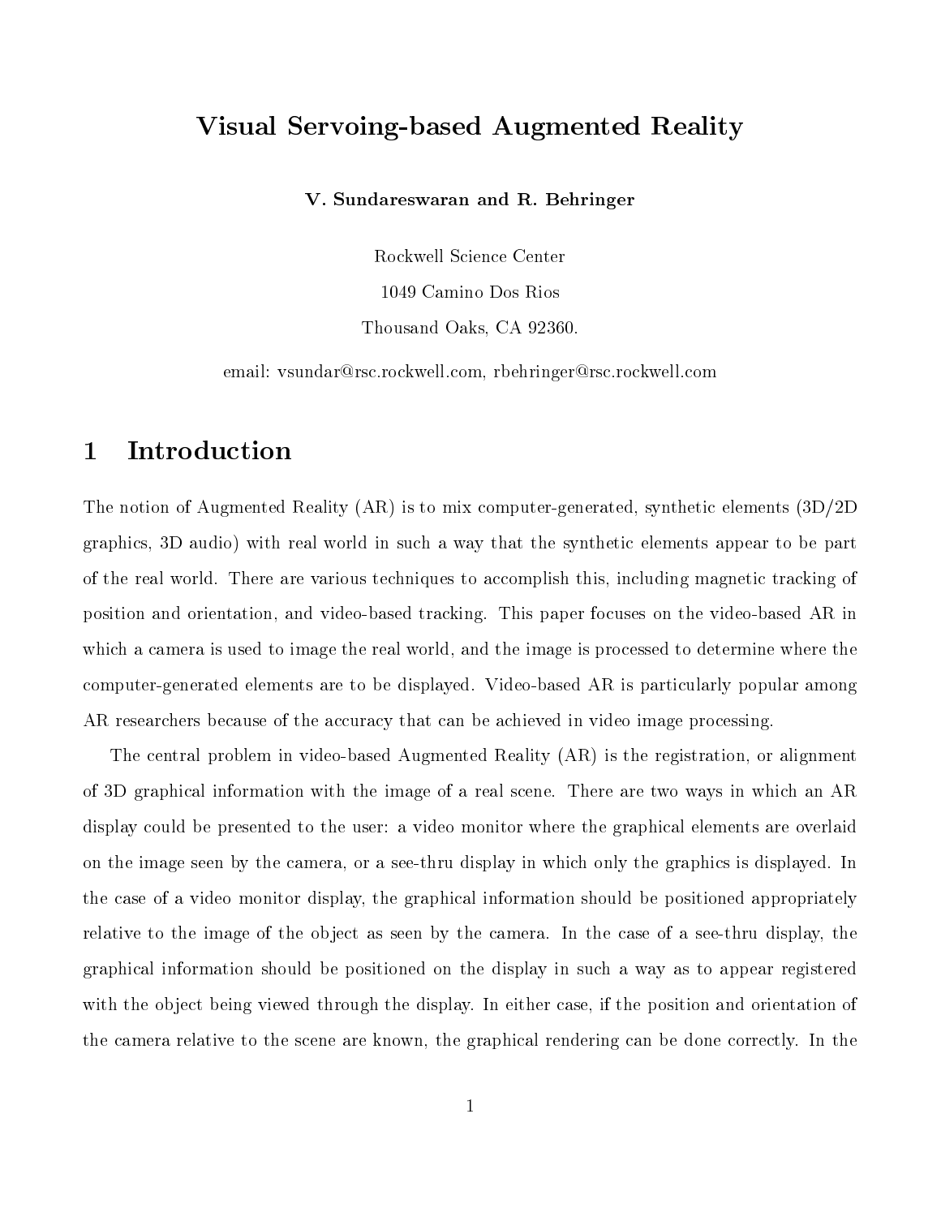# Visual Servoing-based Augmented Reality

**V. Sundareswaran and R. Behringer**

Rockwell Science Center

1049 Camino Dos Rios

Thousand Oaks, CA 92360.

email: vsundar@rsc.rockwell.com, rbehringer@rsc.rockwell.com

## 1 Introduction

The notion of Augmented Reality (AR) is to mix computer-generated, synthetic elements (3D/2D graphics, 3D audio) with real world in such a way that the synthetic elements appear to be part of the real world. There are various techniques to accomplish this, including magnetic tracking of position and orientation, and video-based tracking. This paper focuses on the video-based AR in which a camera is used to image the real world, and the image is processed to determine where the computer-generated elements are to be displayed. Video-based AR is particularly popular among AR researchers because of the accuracy that can be achieved in video image processing.

The central problem in video-based Augmented Reality (AR) is the registration, or alignment of 3D graphical information with the image of a real scene. There are two ways in which an AR display could be presented to the user: a video monitor where the graphical elements are overlaid on the image seen by the camera, or a see-thru display in which only the graphics is displayed. In the case of a video monitor display, the graphical information should be positioned appropriately relative to the image of the object as seen by the camera. In the case of a see-thru display, the graphical information should be positioned on the display in such a way as to appear registered with the object being viewed through the display. In either case, if the position and orientation of the camera relative to the scene are known, the graphical rendering can be done correctly. In the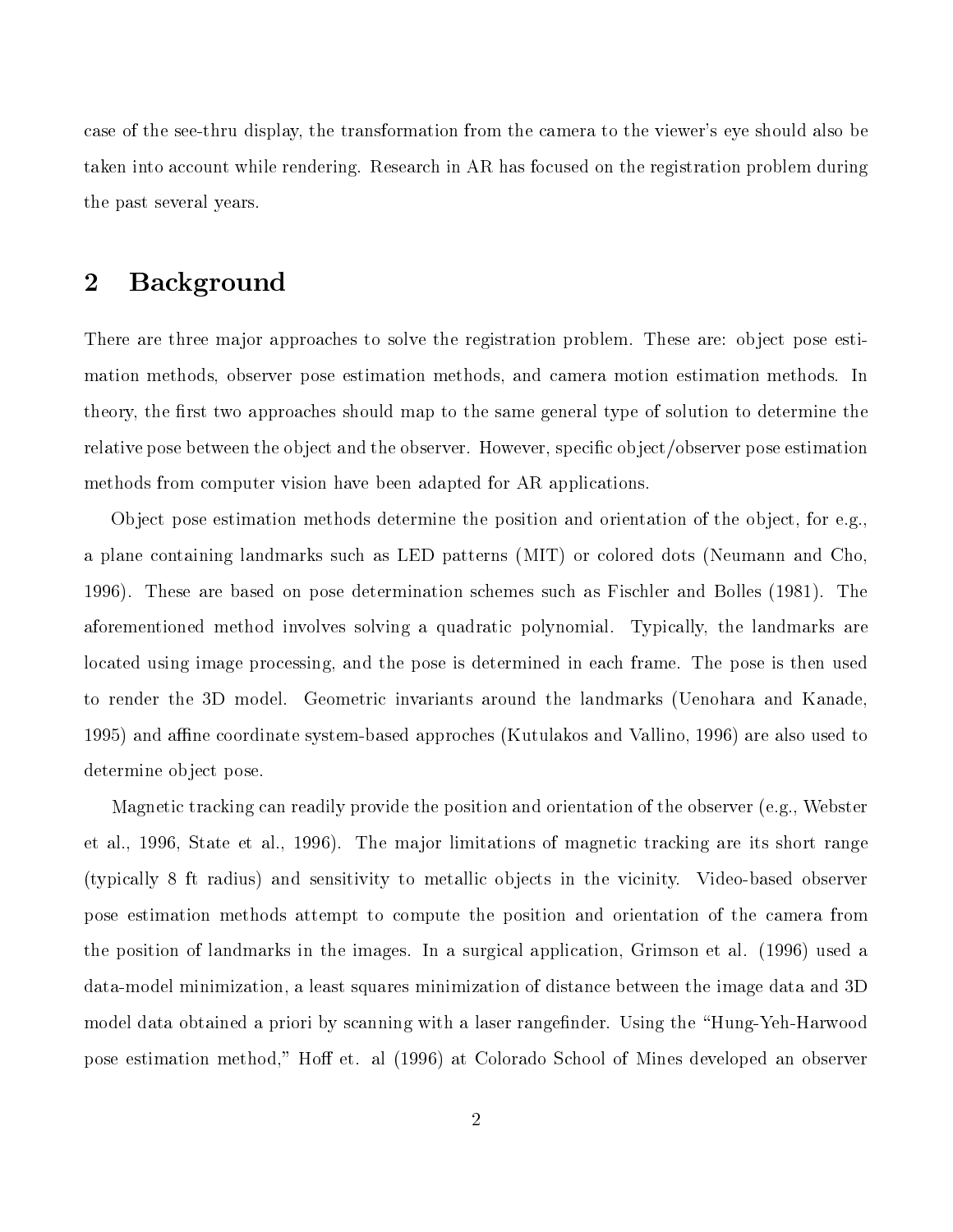case of the see-thru display, the transformation from the camera to the viewer's eye should also be taken into account while rendering. Research in AR has focused on the registration problem during the past several years.

## 2 Background

There are three major approaches to solve the registration problem. These are: object pose estimation methods, observer pose estimation methods, and camera motion estimation methods. In theory, the first two approaches should map to the same general type of solution to determine the relative pose between the object and the observer. However, specific object/observer pose estimation methods from computer vision have been adapted for AR applications.

Object pose estimation methods determine the position and orientation of the object, for e.g., a plane containing landmarks such as LED patterns (MIT) or colored dots (Neumann and Cho, 1996). These are based on pose determination schemes such as Fischler and Bolles (1981). The aforementioned method involves solving a quadratic polynomial. Typically, the landmarks are located using image processing, and the pose is determined in each frame. The pose is then used to render the 3D model. Geometric invariants around the landmarks (Uenohara and Kanade, 1995) and affine coordinate system-based approches (Kutulakos and Vallino, 1996) are also used to determine object pose.

Magnetic tracking can readily provide the position and orientation of the observer (e.g., Webster et al., 1996, State et al., 1996). The major limitations of magnetic tracking are its short range (typically 8 ft radius) and sensitivity to metallic objects in the vicinity. Video-based observer pose estimation methods attempt to compute the position and orientation of the camera from the position of landmarks in the images. In a surgical application, Grimson et al. (1996) used a data-model minimization, a least squares minimization of distance between the image data and 3D model data obtained a priori by scanning with a laser rangefinder. Using the "Hung-Yeh-Harwood pose estimation method," Hoff et. al (1996) at Colorado School of Mines developed an observer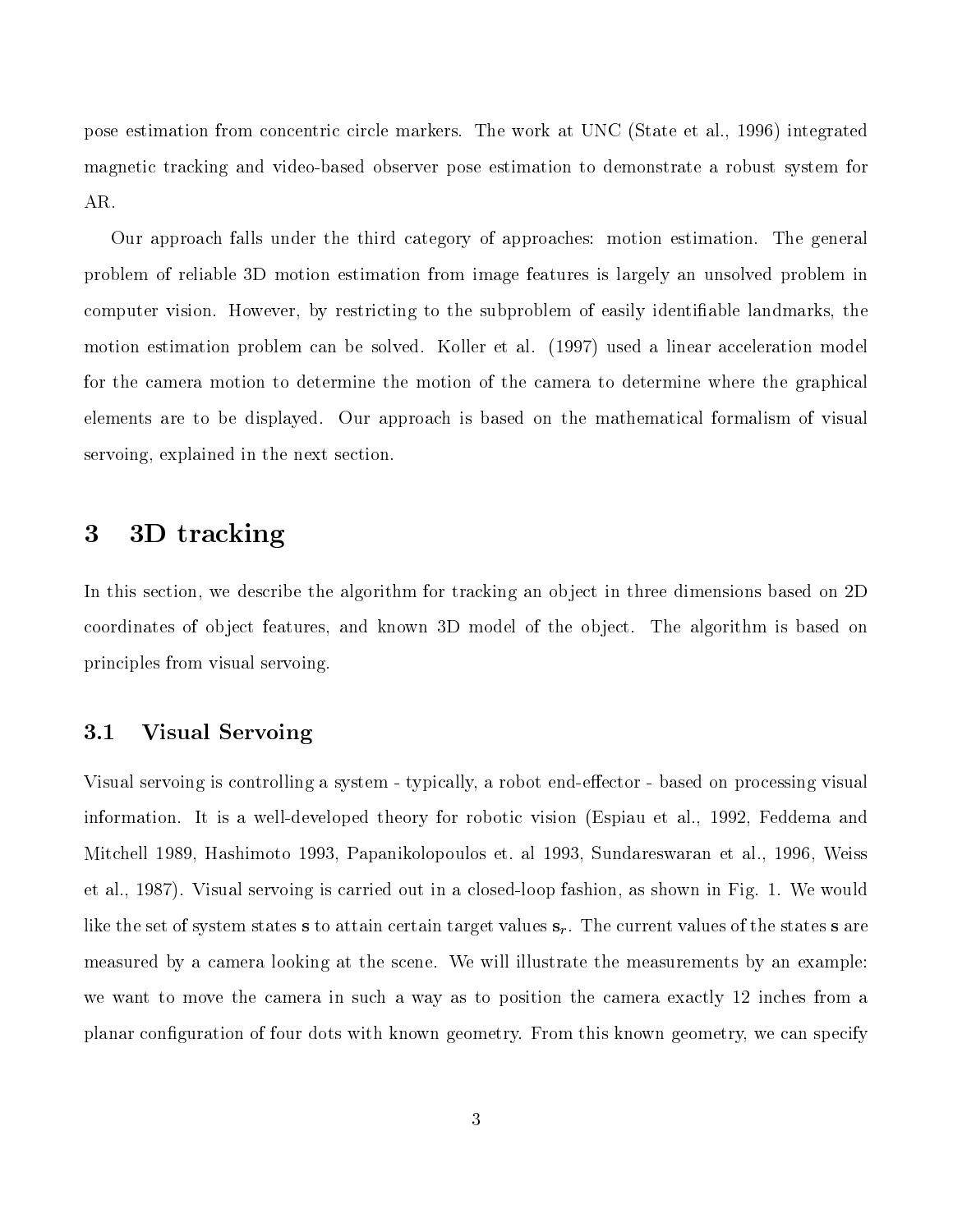pose estimation from concentric circle markers. The work at UNC (State et al., 1996) integrated magnetic tracking and video-based observer pose estimation to demonstrate a robust system for AR.

Our approach falls under the third category of approaches: motion estimation. The general problem of reliable 3D motion estimation from image features is largely an unsolved problem in computer vision. However, by restricting to the subproblem of easily identifiable landmarks, the motion estimation problem can be solved. Koller et al. (1997) used a linear acceleration model for the camera motion to determine the motion of the camera to determine where the graphical elements are to be displayed. Our approach is based on the mathematical formalism of visual servoing, explained in the next section.

# 3 3D tracking

In this section, we describe the algorithm for tracking an object in three dimensions based on 2D coordinates of object features, and known 3D model of the object. The algorithm is based on principles from visual servoing.

## 3.1 Visual Servoing

Visual servoing is controlling a system - typically, a robot end-effector - based on processing visual information. It is a well-developed theory for robotic vision (Espiau et al., 1992, Feddema and Mitchell 1989, Hashimoto 1993, Papanikolopoulos et. al 1993, Sundareswaran et al., 1996, Weiss et al., 1987). Visual servoing is carried out in a closed-loop fashion, as shown in Fig. 1. We would like the set of system states $\mathbf{s}$ to attain certain target values $\mathbf{s}_r$. The current values of the states $\mathbf{s}$ are measured by a camera looking at the scene. We will illustrate the measurements by an example: we want to move the camera in such a way as to position the camera exactly 12 inches from a planar configuration of four dots with known geometry. From this known geometry, we can specify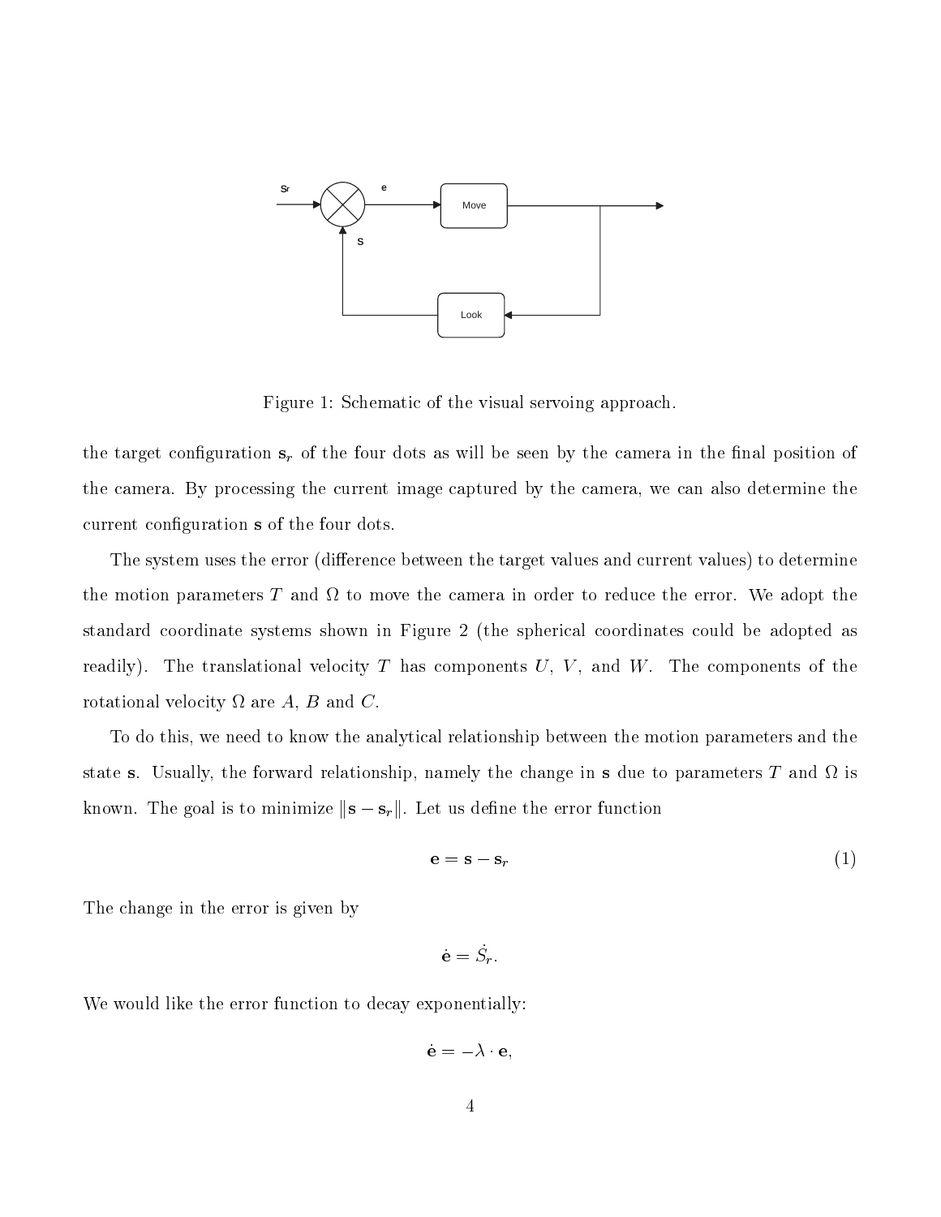Figure 1: Schematic of the visual servoing approach.

the target configuration $\mathbf{s}_r$ of the four dots as will be seen by the camera in the final position of the camera. By processing the current image captured by the camera, we can also determine the current configuration $\mathbf{s}$ of the four dots.

The system uses the error (difference between the target values and current values) to determine the motion parameters $T$ and $\Omega$ to move the camera in order to reduce the error. We adopt the standard coordinate systems shown in Figure 2 (the spherical coordinates could be adopted as readily). The translational velocity $T$ has components $U$, $V$, and $W$. The components of the rotational velocity $\Omega$ are $A$, $B$ and $C$.

To do this, we need to know the analytical relationship between the motion parameters and the state $\mathbf{s}$. Usually, the forward relationship, namely the change in $\mathbf{s}$ due to parameters $T$ and $\Omega$ is known. The goal is to minimize $\|\mathbf{s} - \mathbf{s}_r\|$. Let us define the error function

$$\mathbf{e} = \mathbf{s} - \mathbf{s}_r \tag{1}$$

The change in the error is given by

$$\dot{\mathbf{e}} = \dot{S}_r.$$

We would like the error function to decay exponentially:

$$\dot{\mathbf{e}} = -\lambda \cdot \mathbf{e},$$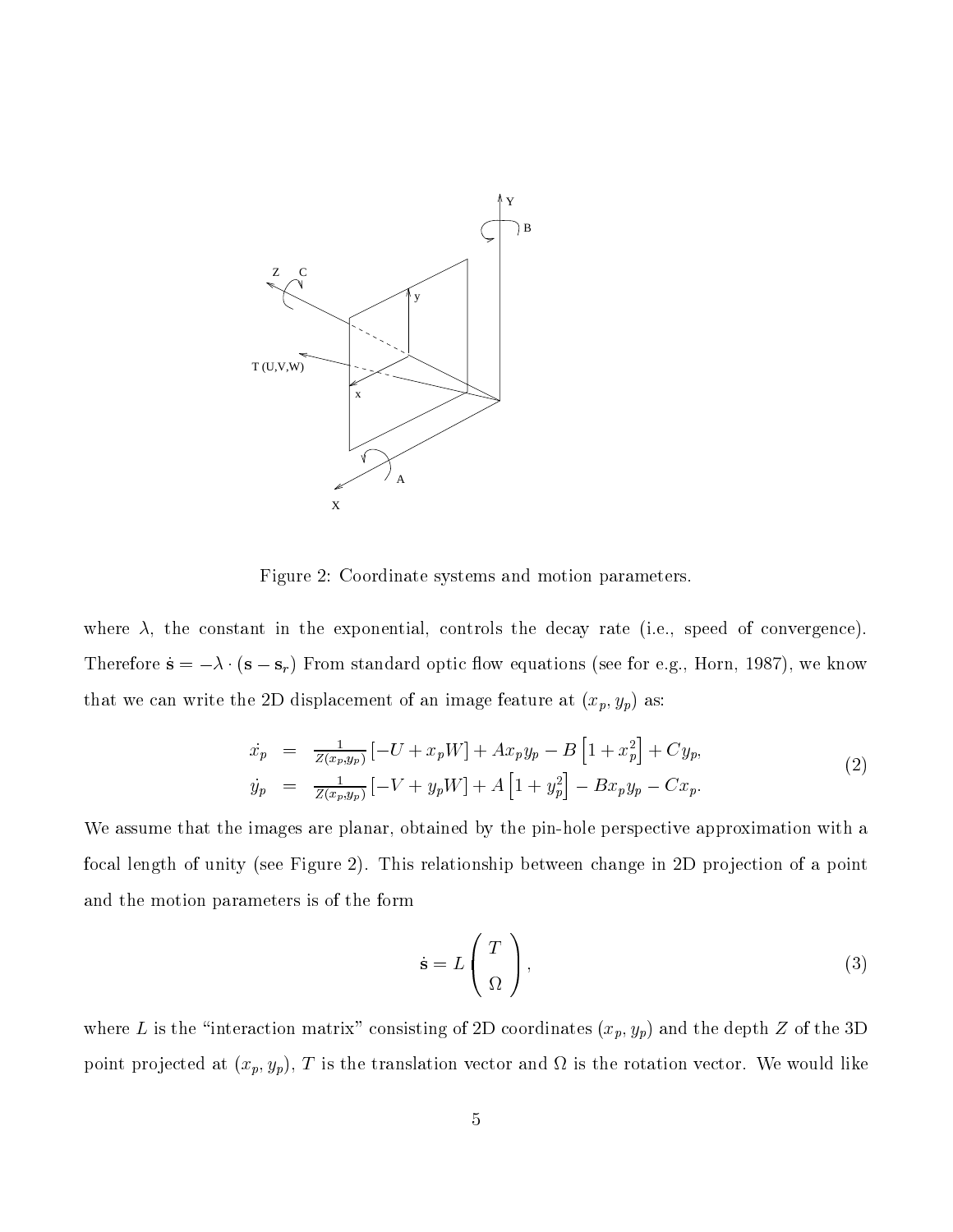Figure 2: Coordinate systems and motion parameters.

where $\lambda$, the constant in the exponential, controls the decay rate (i.e., speed of convergence). Therefore $\dot{\mathbf{s}} = -\lambda \cdot (\mathbf{s} - \mathbf{s}_r)$ From standard optic flow equations (see for e.g., Horn, 1987), we know that we can write the 2D displacement of an image feature at $(x_p, y_p)$ as:

$$
\begin{aligned}
\dot{x_p} &= \frac{1}{Z(x_p,y_p)} \left[-U + x_p W\right] + A x_p y_p - B\left[1 + x_p^2\right] + C y_p, \\
\dot{y_p} &= \frac{1}{Z(x_p,y_p)} \left[-V + y_p W\right] + A\left[1 + y_p^2\right] - B x_p y_p - C x_p.
\end{aligned}
\tag{2}
$$

We assume that the images are planar, obtained by the pin-hole perspective approximation with a focal length of unity (see Figure 2). This relationship between change in 2D projection of a point and the motion parameters is of the form

$$
\dot{\mathbf{s}} = L \begin{pmatrix} T \\ \Omega \end{pmatrix}, \tag{3}
$$

where $L$ is the "interaction matrix" consisting of 2D coordinates $(x_p, y_p)$ and the depth $Z$ of the 3D point projected at $(x_p, y_p)$, $T$ is the translation vector and $\Omega$ is the rotation vector. We would like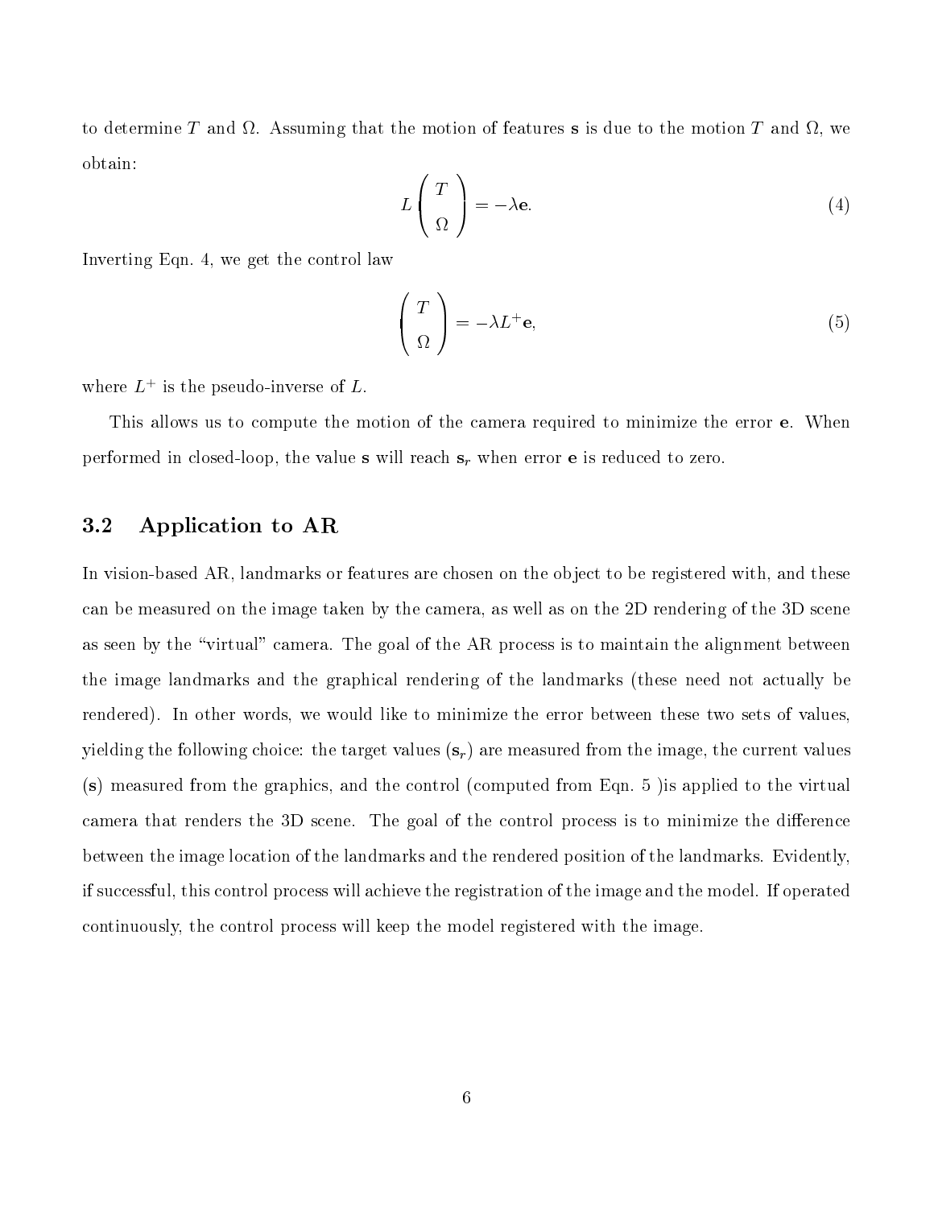to determine $T$ and $\Omega$. Assuming that the motion of features $\mathbf{s}$ is due to the motion $T$ and $\Omega$, we obtain:

$$L \begin{pmatrix} T \\ \Omega \end{pmatrix} = -\lambda \mathbf{e}. \tag{4}$$

Inverting Eqn. 4, we get the control law

$$\begin{pmatrix} T \\ \Omega \end{pmatrix} = -\lambda L^{+} \mathbf{e}, \tag{5}$$

where $L^{+}$ is the pseudo-inverse of $L$.

This allows us to compute the motion of the camera required to minimize the error $\mathbf{e}$. When performed in closed-loop, the value $\mathbf{s}$ will reach $\mathbf{s}_r$ when error $\mathbf{e}$ is reduced to zero.

## 3.2 Application to AR

In vision-based AR, landmarks or features are chosen on the object to be registered with, and these can be measured on the image taken by the camera, as well as on the 2D rendering of the 3D scene as seen by the "virtual" camera. The goal of the AR process is to maintain the alignment between the image landmarks and the graphical rendering of the landmarks (these need not actually be rendered). In other words, we would like to minimize the error between these two sets of values, yielding the following choice: the target values ($\mathbf{s}_r$) are measured from the image, the current values ($\mathbf{s}$) measured from the graphics, and the control (computed from Eqn. 5 )is applied to the virtual camera that renders the 3D scene. The goal of the control process is to minimize the difference between the image location of the landmarks and the rendered position of the landmarks. Evidently, if successful, this control process will achieve the registration of the image and the model. If operated continuously, the control process will keep the model registered with the image.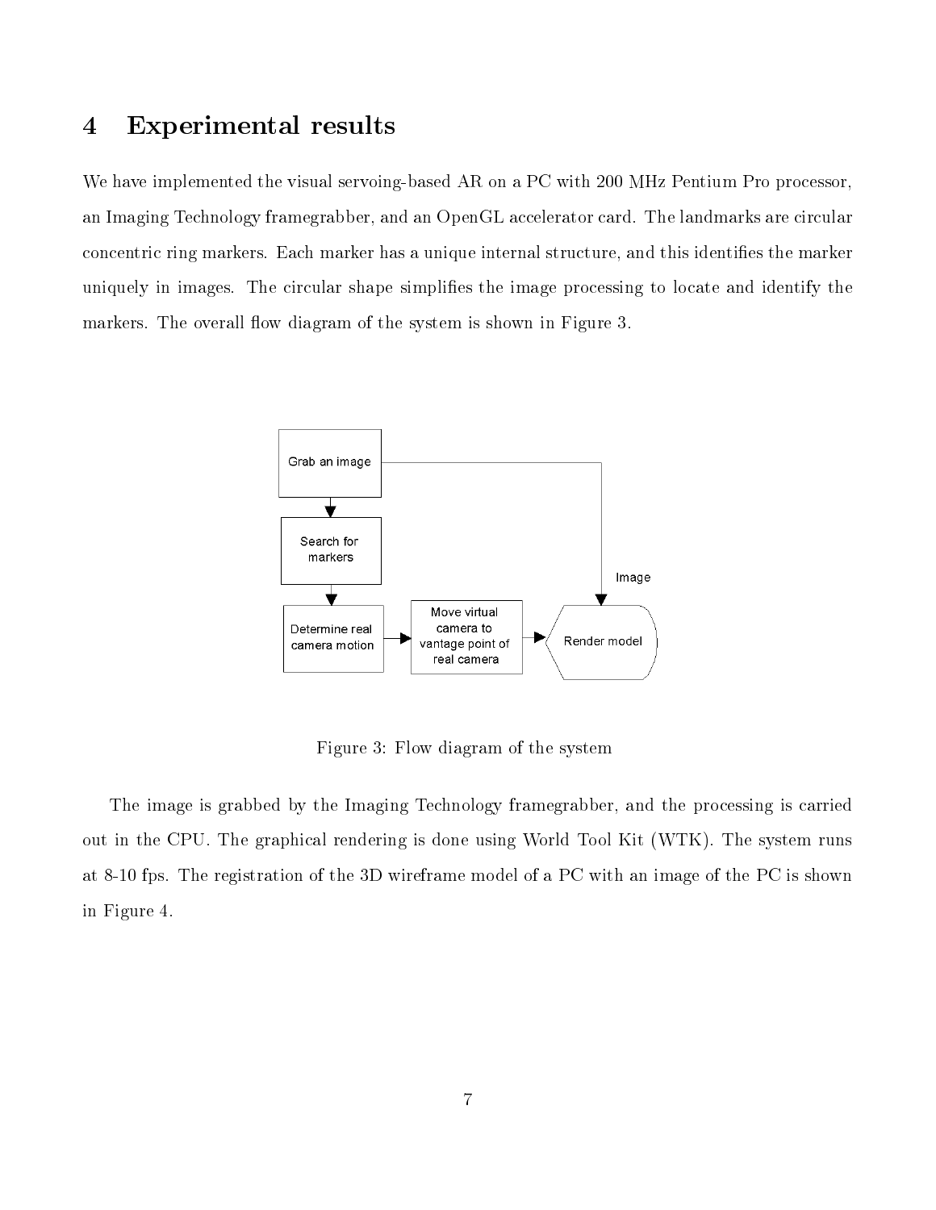## 4 Experimental results

We have implemented the visual servoing-based AR on a PC with 200 MHz Pentium Pro processor, an Imaging Technology framegrabber, and an OpenGL accelerator card. The landmarks are circular concentric ring markers. Each marker has a unique internal structure, and this identifies the marker uniquely in images. The circular shape simplifies the image processing to locate and identify the markers. The overall flow diagram of the system is shown in Figure 3.

Figure 3: Flow diagram of the system

The image is grabbed by the Imaging Technology framegrabber, and the processing is carried out in the CPU. The graphical rendering is done using World Tool Kit (WTK). The system runs at 8-10 fps. The registration of the 3D wireframe model of a PC with an image of the PC is shown in Figure 4.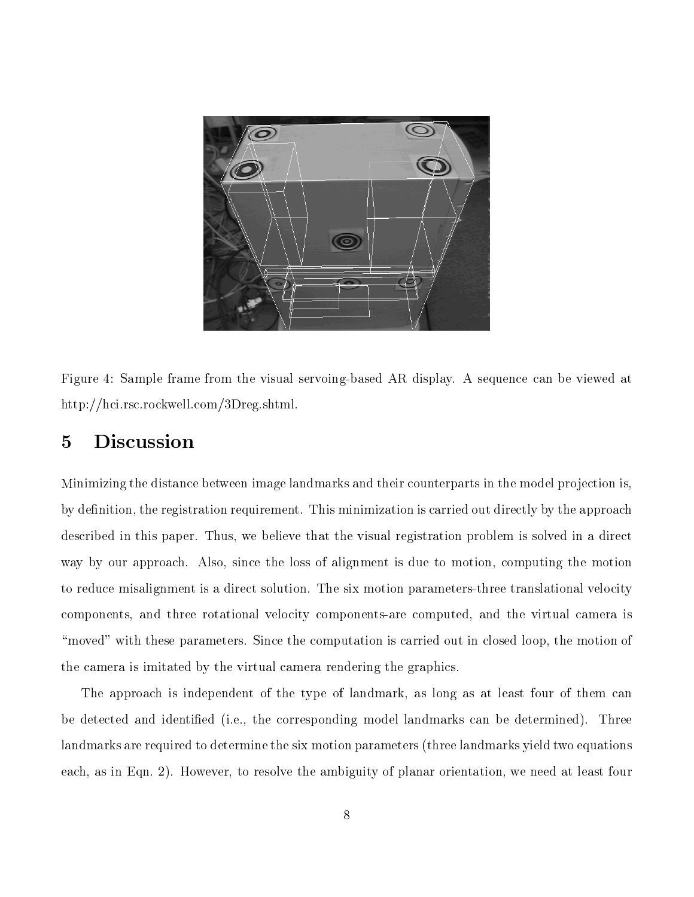Figure 4: Sample frame from the visual servoing-based AR display. A sequence can be viewed at http://hci.rsc.rockwell.com/3Dreg.shtml.

## 5 Discussion

Minimizing the distance between image landmarks and their counterparts in the model projection is, by definition, the registration requirement. This minimization is carried out directly by the approach described in this paper. Thus, we believe that the visual registration problem is solved in a direct way by our approach. Also, since the loss of alignment is due to motion, computing the motion to reduce misalignment is a direct solution. The six motion parameters-three translational velocity components, and three rotational velocity components-are computed, and the virtual camera is "moved" with these parameters. Since the computation is carried out in closed loop, the motion of the camera is imitated by the virtual camera rendering the graphics.

The approach is independent of the type of landmark, as long as at least four of them can be detected and identified (i.e., the corresponding model landmarks can be determined). Three landmarks are required to determine the six motion parameters (three landmarks yield two equations each, as in Eqn. 2). However, to resolve the ambiguity of planar orientation, we need at least four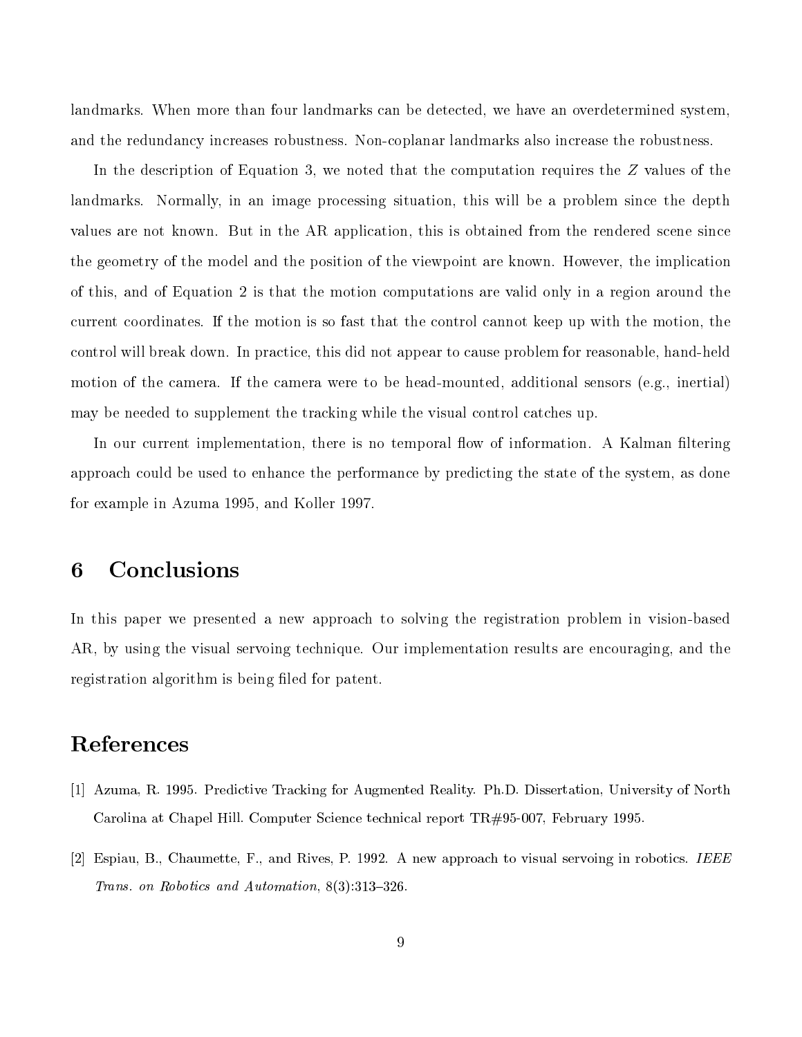landmarks. When more than four landmarks can be detected, we have an overdetermined system, and the redundancy increases robustness. Non-coplanar landmarks also increase the robustness.

In the description of Equation 3, we noted that the computation requires the $Z$ values of the landmarks. Normally, in an image processing situation, this will be a problem since the depth values are not known. But in the AR application, this is obtained from the rendered scene since the geometry of the model and the position of the viewpoint are known. However, the implication of this, and of Equation 2 is that the motion computations are valid only in a region around the current coordinates. If the motion is so fast that the control cannot keep up with the motion, the control will break down. In practice, this did not appear to cause problem for reasonable, hand-held motion of the camera. If the camera were to be head-mounted, additional sensors (e.g., inertial) may be needed to supplement the tracking while the visual control catches up.

In our current implementation, there is no temporal flow of information. A Kalman filtering approach could be used to enhance the performance by predicting the state of the system, as done for example in Azuma 1995, and Koller 1997.

## 6 Conclusions

In this paper we presented a new approach to solving the registration problem in vision-based AR, by using the visual servoing technique. Our implementation results are encouraging, and the registration algorithm is being filed for patent.

## References

[1] Azuma, R. 1995. Predictive Tracking for Augmented Reality. Ph.D. Dissertation, University of North Carolina at Chapel Hill. Computer Science technical report TR#95-007, February 1995.

[2] Espiau, B., Chaumette, F., and Rives, P. 1992. A new approach to visual servoing in robotics. *IEEE Trans. on Robotics and Automation*, 8(3):313–326.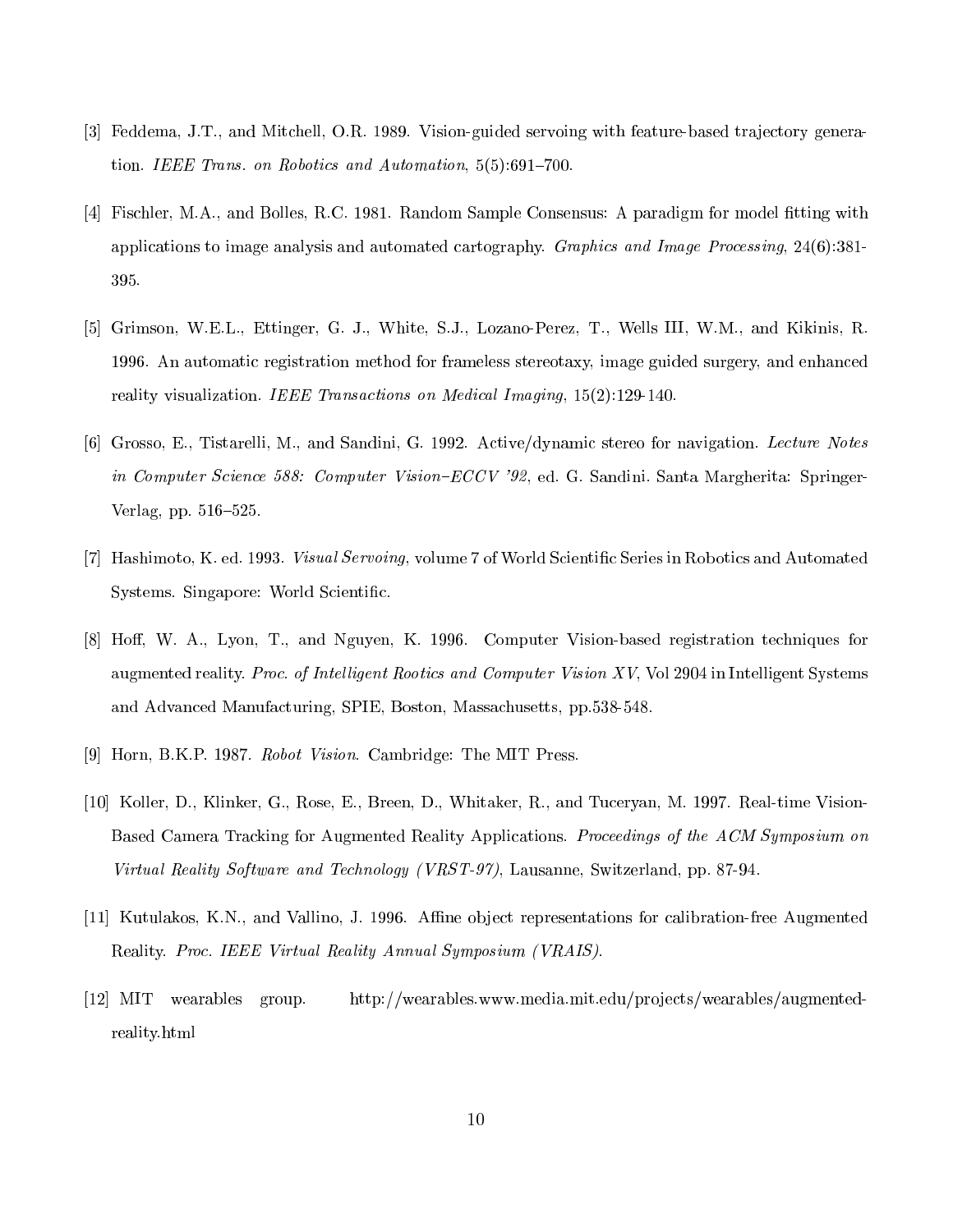[3] Feddema, J.T., and Mitchell, O.R. 1989. Vision-guided servoing with feature-based trajectory generation. *IEEE Trans. on Robotics and Automation*, 5(5):691–700.

[4] Fischler, M.A., and Bolles, R.C. 1981. Random Sample Consensus: A paradigm for model fitting with applications to image analysis and automated cartography. *Graphics and Image Processing*, 24(6):381-395.

[5] Grimson, W.E.L., Ettinger, G. J., White, S.J., Lozano-Perez, T., Wells III, W.M., and Kikinis, R. 1996. An automatic registration method for frameless stereotaxy, image guided surgery, and enhanced reality visualization. *IEEE Transactions on Medical Imaging*, 15(2):129-140.

[6] Grosso, E., Tistarelli, M., and Sandini, G. 1992. Active/dynamic stereo for navigation. *Lecture Notes in Computer Science 588: Computer Vision–ECCV '92*, ed. G. Sandini. Santa Margherita: Springer-Verlag, pp. 516–525.

[7] Hashimoto, K. ed. 1993. *Visual Servoing*, volume 7 of World Scientific Series in Robotics and Automated Systems. Singapore: World Scientific.

[8] Hoff, W. A., Lyon, T., and Nguyen, K. 1996. Computer Vision-based registration techniques for augmented reality. *Proc. of Intelligent Rootics and Computer Vision XV*, Vol 2904 in Intelligent Systems and Advanced Manufacturing, SPIE, Boston, Massachusetts, pp.538-548.

[9] Horn, B.K.P. 1987. *Robot Vision*. Cambridge: The MIT Press.

[10] Koller, D., Klinker, G., Rose, E., Breen, D., Whitaker, R., and Tuceryan, M. 1997. Real-time Vision-Based Camera Tracking for Augmented Reality Applications. *Proceedings of the ACM Symposium on Virtual Reality Software and Technology (VRST-97)*, Lausanne, Switzerland, pp. 87-94.

[11] Kutulakos, K.N., and Vallino, J. 1996. Affine object representations for calibration-free Augmented Reality. *Proc. IEEE Virtual Reality Annual Symposium (VRAIS)*.

[12] MIT wearables group. http://wearables.www.media.mit.edu/projects/wearables/augmented-reality.html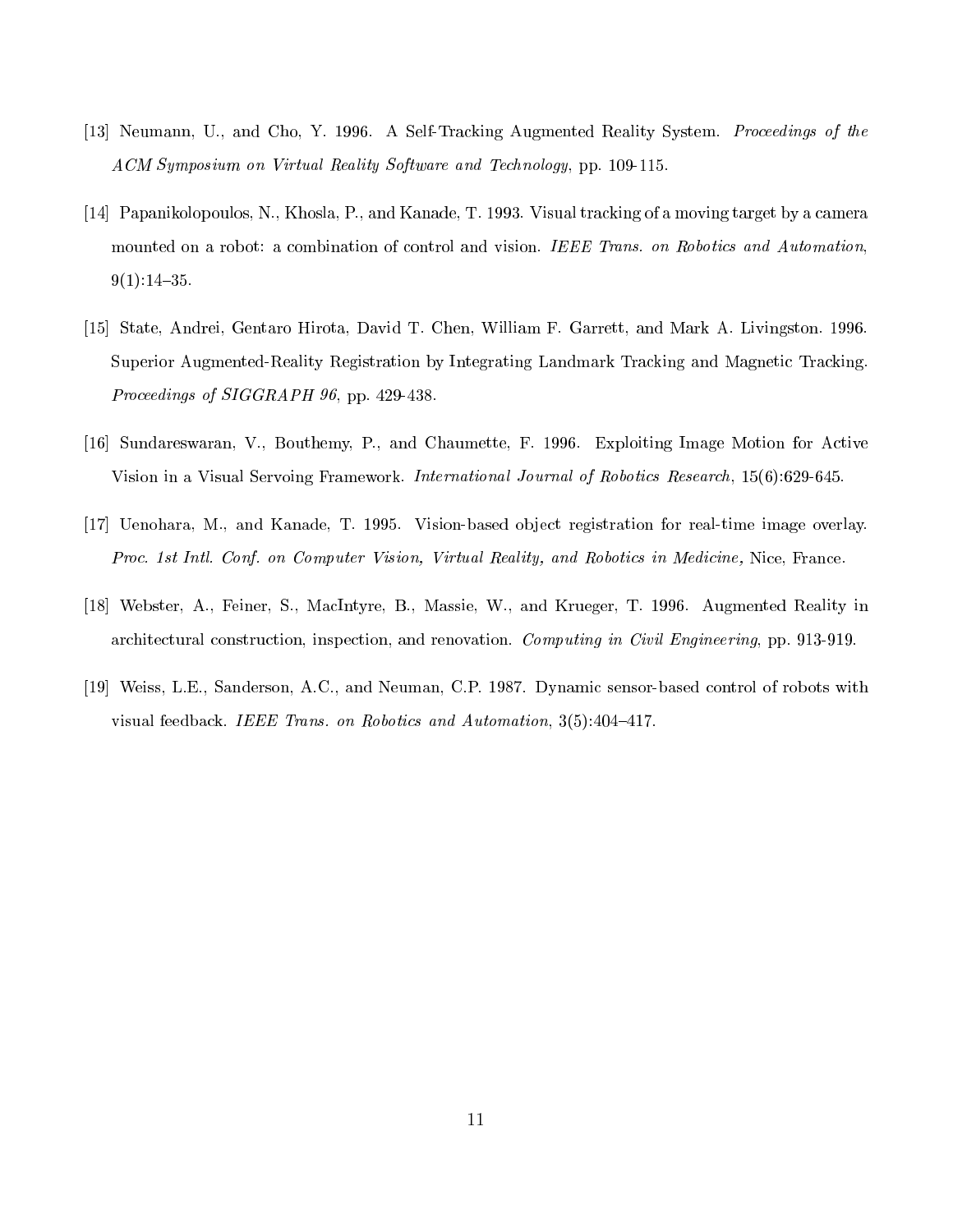[13] Neumann, U., and Cho, Y. 1996. A Self-Tracking Augmented Reality System. *Proceedings of the ACM Symposium on Virtual Reality Software and Technology*, pp. 109-115.

[14] Papanikolopoulos, N., Khosla, P., and Kanade, T. 1993. Visual tracking of a moving target by a camera mounted on a robot: a combination of control and vision. *IEEE Trans. on Robotics and Automation*, 9(1):14–35.

[15] State, Andrei, Gentaro Hirota, David T. Chen, William F. Garrett, and Mark A. Livingston. 1996. Superior Augmented-Reality Registration by Integrating Landmark Tracking and Magnetic Tracking. *Proceedings of SIGGRAPH 96*, pp. 429-438.

[16] Sundareswaran, V., Bouthemy, P., and Chaumette, F. 1996. Exploiting Image Motion for Active Vision in a Visual Servoing Framework. *International Journal of Robotics Research*, 15(6):629-645.

[17] Uenohara, M., and Kanade, T. 1995. Vision-based object registration for real-time image overlay. *Proc. 1st Intl. Conf. on Computer Vision, Virtual Reality, and Robotics in Medicine,* Nice, France.

[18] Webster, A., Feiner, S., MacIntyre, B., Massie, W., and Krueger, T. 1996. Augmented Reality in architectural construction, inspection, and renovation. *Computing in Civil Engineering*, pp. 913-919.

[19] Weiss, L.E., Sanderson, A.C., and Neuman, C.P. 1987. Dynamic sensor-based control of robots with visual feedback. *IEEE Trans. on Robotics and Automation*, 3(5):404–417.